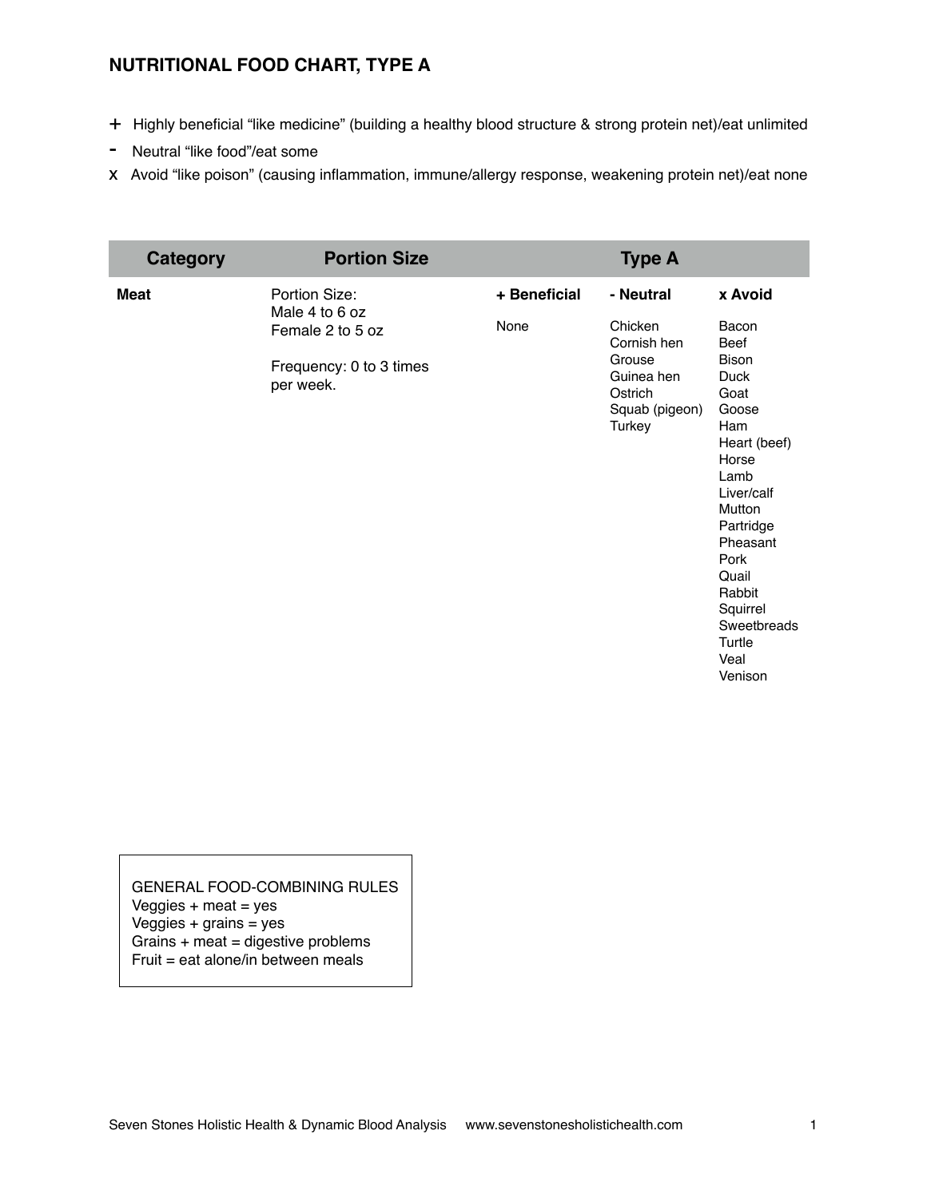# NUTRITIONAL FOOD CHART, TYPE A

+ Highly beneficial "like medicine" (building a healthy blood structure & strong protein net)/eat unlimited
- Neutral "like food"/eat some
x Avoid "like poison" (causing inflammation, immune/allergy response, weakening protein net)/eat none

| Category | Portion Size | Type A | | |
|---|---|---|---|---|
| | | **+ Beneficial** | **- Neutral** | **x Avoid** |
| **Meat** | Portion Size:<br>Male 4 to 6 oz<br>Female 2 to 5 oz<br><br>Frequency: 0 to 3 times per week. | None | Chicken<br>Cornish hen<br>Grouse<br>Guinea hen<br>Ostrich<br>Squab (pigeon)<br>Turkey | Bacon<br>Beef<br>Bison<br>Duck<br>Goat<br>Goose<br>Ham<br>Heart (beef)<br>Horse<br>Lamb<br>Liver/calf<br>Mutton<br>Partridge<br>Pheasant<br>Pork<br>Quail<br>Rabbit<br>Squirrel<br>Sweetbreads<br>Turtle<br>Veal<br>Venison |

GENERAL FOOD-COMBINING RULES
Veggies + meat = yes
Veggies + grains = yes
Grains + meat = digestive problems
Fruit = eat alone/in between meals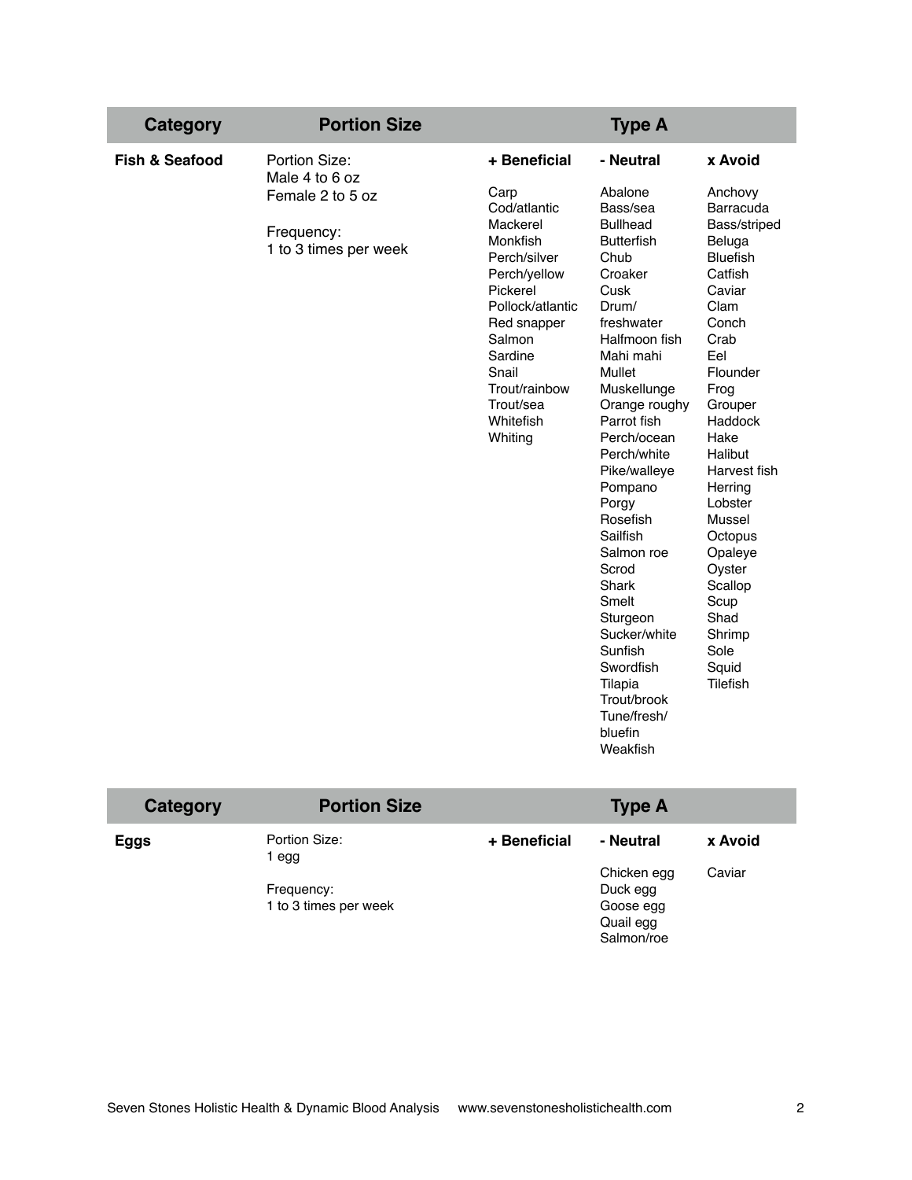| Category | Portion Size | Type A | | |
|---|---|---|---|---|
| | | **+ Beneficial** | **- Neutral** | **x Avoid** |
| **Fish & Seafood** | Portion Size:<br>Male 4 to 6 oz<br>Female 2 to 5 oz<br><br>Frequency:<br>1 to 3 times per week | Carp<br>Cod/atlantic<br>Mackerel<br>Monkfish<br>Perch/silver<br>Perch/yellow<br>Pickerel<br>Pollock/atlantic<br>Red snapper<br>Salmon<br>Sardine<br>Snail<br>Trout/rainbow<br>Trout/sea<br>Whitefish<br>Whiting | Abalone<br>Bass/sea<br>Bullhead<br>Butterfish<br>Chub<br>Croaker<br>Cusk<br>Drum/<br>freshwater<br>Halfmoon fish<br>Mahi mahi<br>Mullet<br>Muskellunge<br>Orange roughy<br>Parrot fish<br>Perch/ocean<br>Perch/white<br>Pike/walleye<br>Pompano<br>Porgy<br>Rosefish<br>Sailfish<br>Salmon roe<br>Scrod<br>Shark<br>Smelt<br>Sturgeon<br>Sucker/white<br>Sunfish<br>Swordfish<br>Tilapia<br>Trout/brook<br>Tune/fresh/<br>bluefin<br>Weakfish | Anchovy<br>Barracuda<br>Bass/striped<br>Beluga<br>Bluefish<br>Catfish<br>Caviar<br>Clam<br>Conch<br>Crab<br>Eel<br>Flounder<br>Frog<br>Grouper<br>Haddock<br>Hake<br>Halibut<br>Harvest fish<br>Herring<br>Lobster<br>Mussel<br>Octopus<br>Opaleye<br>Oyster<br>Scallop<br>Scup<br>Shad<br>Shrimp<br>Sole<br>Squid<br>Tilefish |

| Category | Portion Size | Type A | | |
|---|---|---|---|---|
| | | **+ Beneficial** | **- Neutral** | **x Avoid** |
| **Eggs** | Portion Size:<br>1 egg<br><br>Frequency:<br>1 to 3 times per week | | Chicken egg<br>Duck egg<br>Goose egg<br>Quail egg<br>Salmon/roe | Caviar |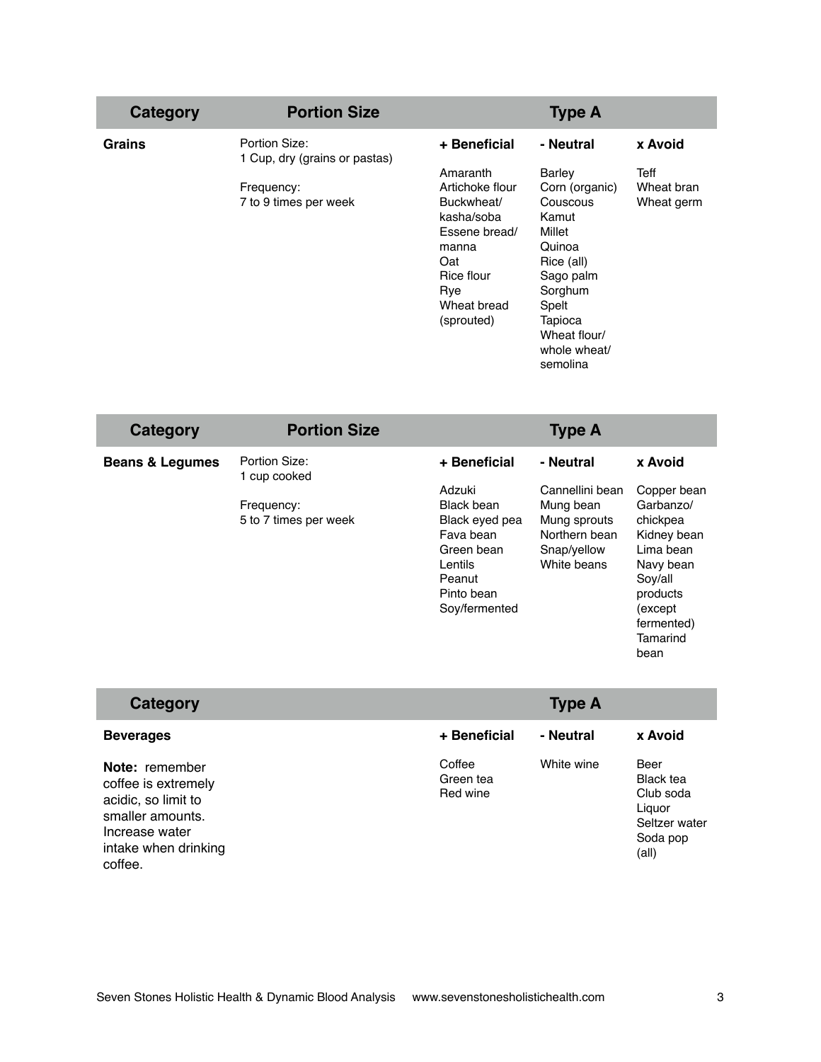| Category | Portion Size | Type A | | |
|---|---|---|---|---|
| **Grains** | Portion Size: 1 Cup, dry (grains or pastas)<br><br>Frequency: 7 to 9 times per week | **+ Beneficial**<br><br>Amaranth<br>Artichoke flour<br>Buckwheat/ kasha/soba<br>Essene bread/ manna<br>Oat<br>Rice flour<br>Rye<br>Wheat bread (sprouted) | **- Neutral**<br><br>Barley<br>Corn (organic)<br>Couscous<br>Kamut<br>Millet<br>Quinoa<br>Rice (all)<br>Sago palm<br>Sorghum<br>Spelt<br>Tapioca<br>Wheat flour/ whole wheat/ semolina | **x Avoid**<br><br>Teff<br>Wheat bran<br>Wheat germ |

| Category | Portion Size | Type A | | |
|---|---|---|---|---|
| **Beans & Legumes** | Portion Size: 1 cup cooked<br><br>Frequency: 5 to 7 times per week | **+ Beneficial**<br><br>Adzuki<br>Black bean<br>Black eyed pea<br>Fava bean<br>Green bean<br>Lentils<br>Peanut<br>Pinto bean<br>Soy/fermented | **- Neutral**<br><br>Cannellini bean<br>Mung bean<br>Mung sprouts<br>Northern bean<br>Snap/yellow<br>White beans | **x Avoid**<br><br>Copper bean<br>Garbanzo/ chickpea<br>Kidney bean<br>Lima bean<br>Navy bean<br>Soy/all products (except fermented)<br>Tamarind bean |

| Category | Type A | | |
|---|---|---|---|
| **Beverages**<br><br>**Note:** remember coffee is extremely acidic, so limit to smaller amounts. Increase water intake when drinking coffee. | **+ Beneficial**<br><br>Coffee<br>Green tea<br>Red wine | **- Neutral**<br><br>White wine | **x Avoid**<br><br>Beer<br>Black tea<br>Club soda<br>Liquor<br>Seltzer water<br>Soda pop (all) |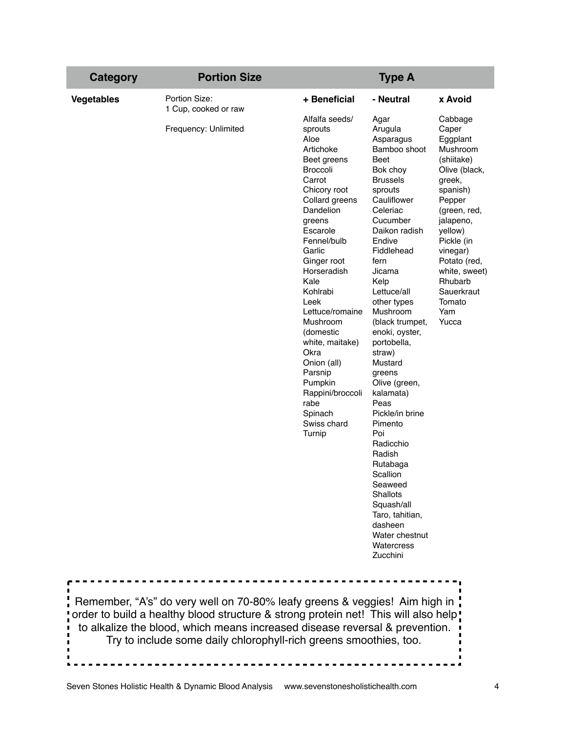| Category | Portion Size | Type A | | |
|---|---|---|---|---|
| **Vegetables** | Portion Size: 1 Cup, cooked or raw<br><br>Frequency: Unlimited | **+ Beneficial** | **- Neutral** | **x Avoid** |
| | | Alfalfa seeds/ sprouts<br>Aloe<br>Artichoke<br>Beet greens<br>Broccoli<br>Carrot<br>Chicory root<br>Collard greens<br>Dandelion greens<br>Escarole<br>Fennel/bulb<br>Garlic<br>Ginger root<br>Horseradish<br>Kale<br>Kohlrabi<br>Leek<br>Lettuce/romaine<br>Mushroom (domestic white, maitake)<br>Okra<br>Onion (all)<br>Parsnip<br>Pumpkin<br>Rappini/broccoli rabe<br>Spinach<br>Swiss chard<br>Turnip | Agar<br>Arugula<br>Asparagus<br>Bamboo shoot<br>Beet<br>Bok choy<br>Brussels sprouts<br>Cauliflower<br>Celeriac<br>Cucumber<br>Daikon radish<br>Endive<br>Fiddlehead fern<br>Jicama<br>Kelp<br>Lettuce/all other types<br>Mushroom (black trumpet, enoki, oyster, portobella, straw)<br>Mustard greens<br>Olive (green, kalamata)<br>Peas<br>Pickle/in brine<br>Pimento<br>Poi<br>Radicchio<br>Radish<br>Rutabaga<br>Scallion<br>Seaweed<br>Shallots<br>Squash/all<br>Taro, tahitian, dasheen<br>Water chestnut<br>Watercress<br>Zucchini | Cabbage<br>Caper<br>Eggplant<br>Mushroom (shiitake)<br>Olive (black, greek, spanish)<br>Pepper (green, red, jalapeno, yellow)<br>Pickle (in vinegar)<br>Potato (red, white, sweet)<br>Rhubarb<br>Sauerkraut<br>Tomato<br>Yam<br>Yucca |

Remember, "A's" do very well on 70-80% leafy greens & veggies! Aim high in order to build a healthy blood structure & strong protein net! This will also help to alkalize the blood, which means increased disease reversal & prevention. Try to include some daily chlorophyll-rich greens smoothies, too.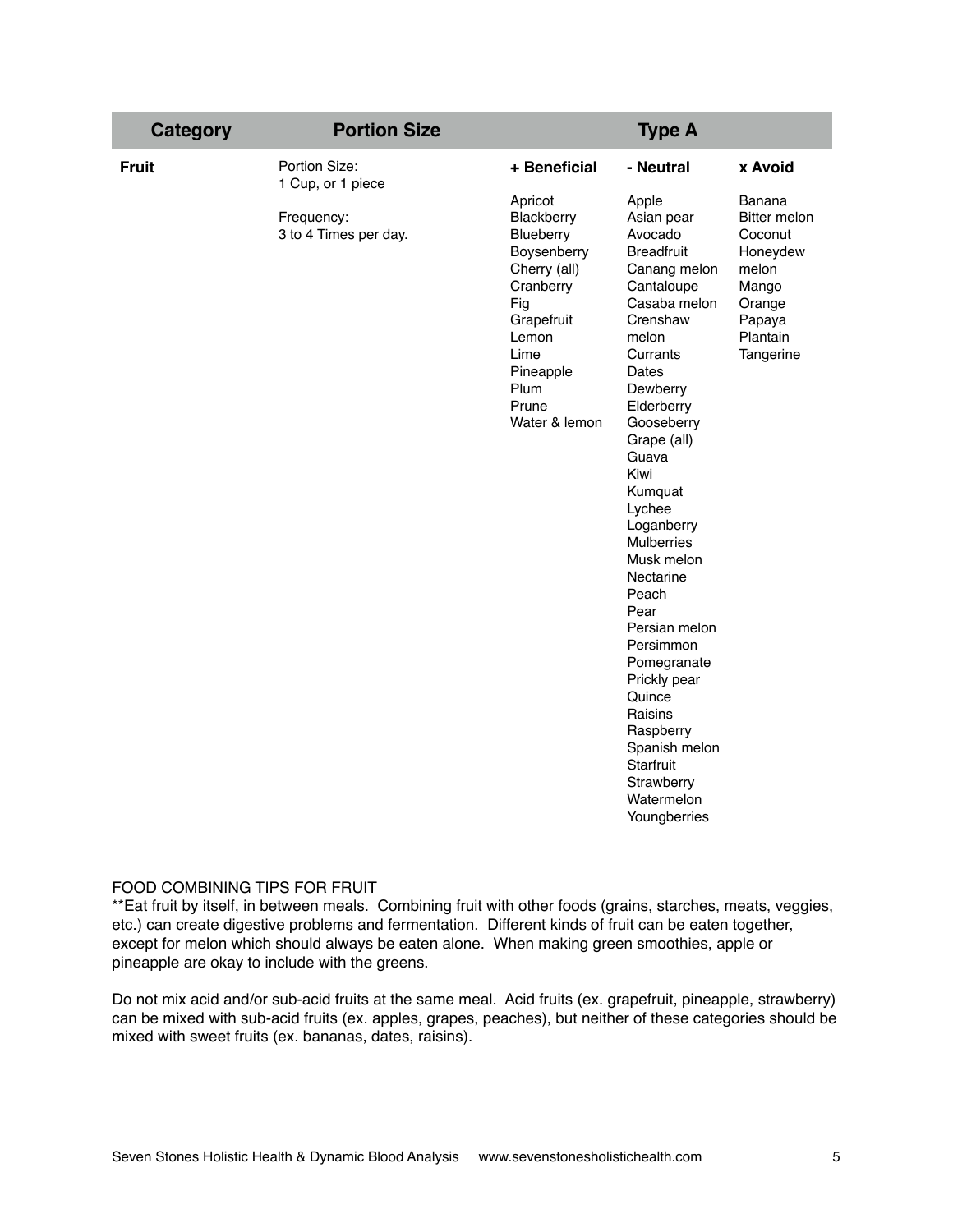| Category | Portion Size | Type A | | |
|---|---|---|---|---|
| **Fruit** | Portion Size:<br>1 Cup, or 1 piece<br><br>Frequency:<br>3 to 4 Times per day. | **+ Beneficial**<br><br>Apricot<br>Blackberry<br>Blueberry<br>Boysenberry<br>Cherry (all)<br>Cranberry<br>Fig<br>Grapefruit<br>Lemon<br>Lime<br>Pineapple<br>Plum<br>Prune<br>Water & lemon | **- Neutral**<br><br>Apple<br>Asian pear<br>Avocado<br>Breadfruit<br>Canang melon<br>Cantaloupe<br>Casaba melon<br>Crenshaw melon<br>Currants<br>Dates<br>Dewberry<br>Elderberry<br>Gooseberry<br>Grape (all)<br>Guava<br>Kiwi<br>Kumquat<br>Lychee<br>Loganberry<br>Mulberries<br>Musk melon<br>Nectarine<br>Peach<br>Pear<br>Persian melon<br>Persimmon<br>Pomegranate<br>Prickly pear<br>Quince<br>Raisins<br>Raspberry<br>Spanish melon<br>Starfruit<br>Strawberry<br>Watermelon<br>Youngberries | **x Avoid**<br><br>Banana<br>Bitter melon<br>Coconut<br>Honeydew melon<br>Mango<br>Orange<br>Papaya<br>Plantain<br>Tangerine |

FOOD COMBINING TIPS FOR FRUIT

**Eat fruit by itself, in between meals. Combining fruit with other foods (grains, starches, meats, veggies, etc.) can create digestive problems and fermentation. Different kinds of fruit can be eaten together, except for melon which should always be eaten alone. When making green smoothies, apple or pineapple are okay to include with the greens.

Do not mix acid and/or sub-acid fruits at the same meal. Acid fruits (ex. grapefruit, pineapple, strawberry) can be mixed with sub-acid fruits (ex. apples, grapes, peaches), but neither of these categories should be mixed with sweet fruits (ex. bananas, dates, raisins).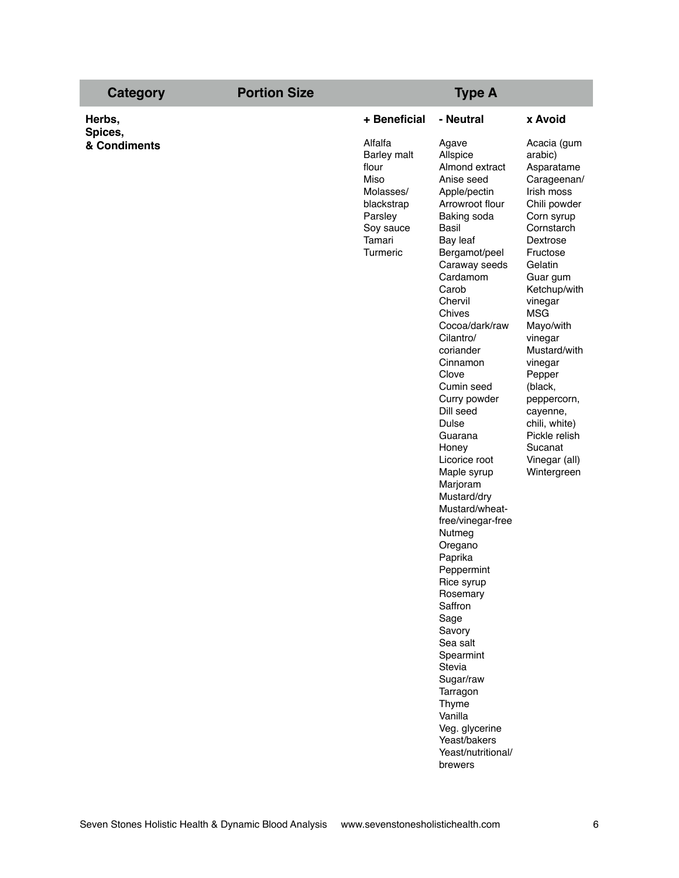| Category | Portion Size | Type A | | |
|---|---|---|---|---|
| **Herbs, Spices, & Condiments** | | **+ Beneficial** | **- Neutral** | **x Avoid** |
| | | Alfalfa<br>Barley malt flour<br>Miso<br>Molasses/ blackstrap<br>Parsley<br>Soy sauce<br>Tamari<br>Turmeric | Agave<br>Allspice<br>Almond extract<br>Anise seed<br>Apple/pectin<br>Arrowroot flour<br>Baking soda<br>Basil<br>Bay leaf<br>Bergamot/peel<br>Caraway seeds<br>Cardamom<br>Carob<br>Chervil<br>Chives<br>Cocoa/dark/raw<br>Cilantro/ coriander<br>Cinnamon<br>Clove<br>Cumin seed<br>Curry powder<br>Dill seed<br>Dulse<br>Guarana<br>Honey<br>Licorice root<br>Maple syrup<br>Marjoram<br>Mustard/dry<br>Mustard/wheat-free/vinegar-free<br>Nutmeg<br>Oregano<br>Paprika<br>Peppermint<br>Rice syrup<br>Rosemary<br>Saffron<br>Sage<br>Savory<br>Sea salt<br>Spearmint<br>Stevia<br>Sugar/raw<br>Tarragon<br>Thyme<br>Vanilla<br>Veg. glycerine<br>Yeast/bakers<br>Yeast/nutritional/ brewers | Acacia (gum arabic)<br>Asparatame<br>Carageenan/ Irish moss<br>Chili powder<br>Corn syrup<br>Cornstarch<br>Dextrose<br>Fructose<br>Gelatin<br>Guar gum<br>Ketchup/with vinegar<br>MSG<br>Mayo/with vinegar<br>Mustard/with vinegar<br>Pepper (black, peppercorn, cayenne, chili, white)<br>Pickle relish<br>Sucanat<br>Vinegar (all)<br>Wintergreen |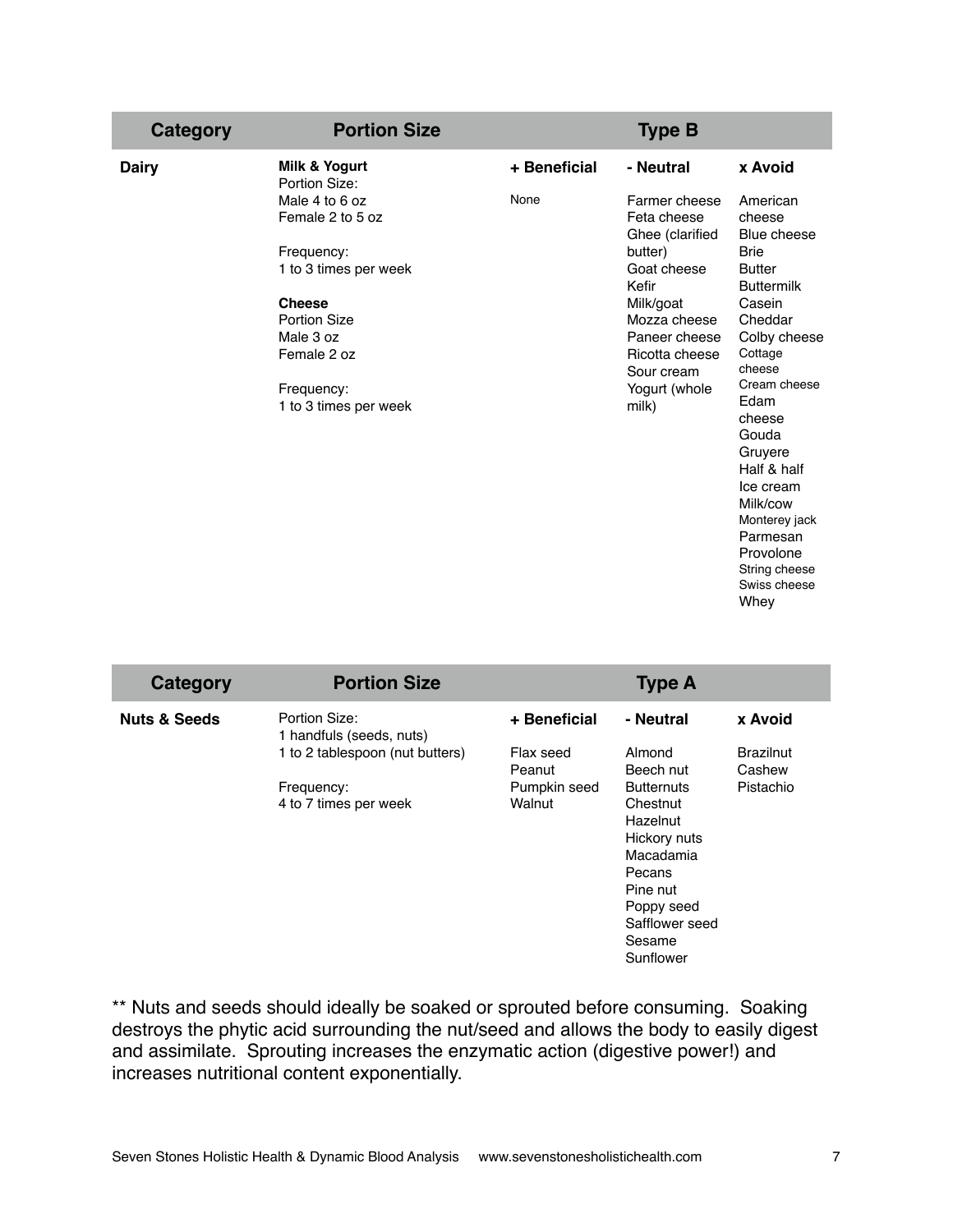| Category | Portion Size | Type B | | |
|---|---|---|---|---|
| **Dairy** | **Milk & Yogurt**<br>Portion Size:<br>Male 4 to 6 oz<br>Female 2 to 5 oz<br><br>Frequency:<br>1 to 3 times per week<br><br>**Cheese**<br>Portion Size<br>Male 3 oz<br>Female 2 oz<br><br>Frequency:<br>1 to 3 times per week | **+ Beneficial**<br><br>None | **- Neutral**<br><br>Farmer cheese<br>Feta cheese<br>Ghee (clarified butter)<br>Goat cheese<br>Kefir<br>Milk/goat<br>Mozza cheese<br>Paneer cheese<br>Ricotta cheese<br>Sour cream<br>Yogurt (whole milk) | **x Avoid**<br><br>American cheese<br>Blue cheese<br>Brie<br>Butter<br>Buttermilk<br>Casein<br>Cheddar<br>Colby cheese<br>Cottage cheese<br>Cream cheese<br>Edam cheese<br>Gouda<br>Gruyere<br>Half & half<br>Ice cream<br>Milk/cow<br>Monterey jack<br>Parmesan<br>Provolone<br>String cheese<br>Swiss cheese<br>Whey |

| Category | Portion Size | Type A | | |
|---|---|---|---|---|
| **Nuts & Seeds** | Portion Size:<br>1 handfuls (seeds, nuts)<br>1 to 2 tablespoon (nut butters)<br><br>Frequency:<br>4 to 7 times per week | **+ Beneficial**<br><br>Flax seed<br>Peanut<br>Pumpkin seed<br>Walnut | **- Neutral**<br><br>Almond<br>Beech nut<br>Butternuts<br>Chestnut<br>Hazelnut<br>Hickory nuts<br>Macadamia<br>Pecans<br>Pine nut<br>Poppy seed<br>Safflower seed<br>Sesame<br>Sunflower | **x Avoid**<br><br>Brazilnut<br>Cashew<br>Pistachio |

** Nuts and seeds should ideally be soaked or sprouted before consuming. Soaking destroys the phytic acid surrounding the nut/seed and allows the body to easily digest and assimilate. Sprouting increases the enzymatic action (digestive power!) and increases nutritional content exponentially.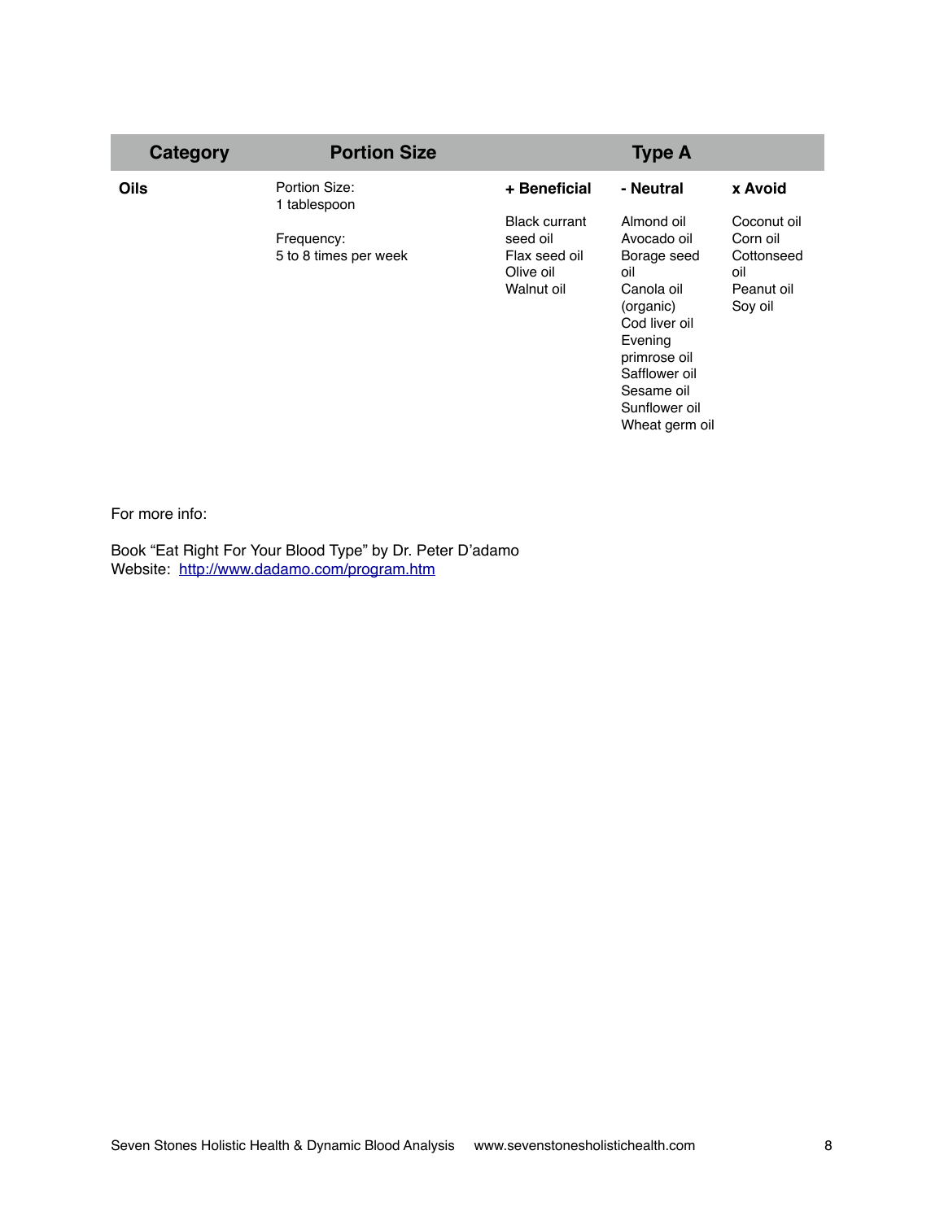| Category | Portion Size | Type A | | |
|---|---|---|---|---|
| **Oils** | Portion Size:<br>1 tablespoon<br><br>Frequency:<br>5 to 8 times per week | **+ Beneficial**<br><br>Black currant seed oil<br>Flax seed oil<br>Olive oil<br>Walnut oil | **- Neutral**<br><br>Almond oil<br>Avocado oil<br>Borage seed oil<br>Canola oil (organic)<br>Cod liver oil<br>Evening primrose oil<br>Safflower oil<br>Sesame oil<br>Sunflower oil<br>Wheat germ oil | **x Avoid**<br><br>Coconut oil<br>Corn oil<br>Cottonseed oil<br>Peanut oil<br>Soy oil |

For more info:

Book "Eat Right For Your Blood Type" by Dr. Peter D'adamo
Website: [http://www.dadamo.com/program.htm](http://www.dadamo.com/program.htm)